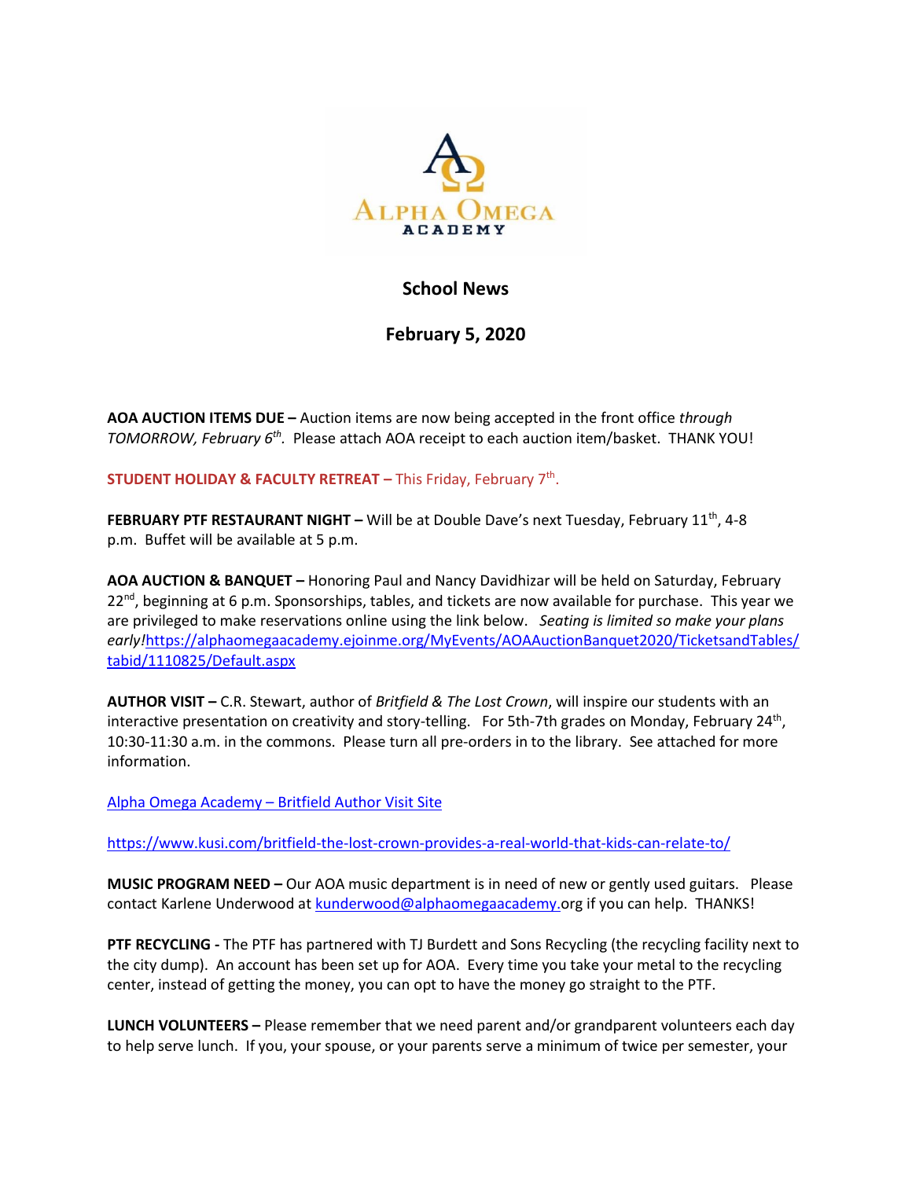**Alpha Omega Academy**

## School News

## February 5, 2020

**AOA AUCTION ITEMS DUE –** Auction items are now being accepted in the front office *through TOMORROW, February 6th.* Please attach AOA receipt to each auction item/basket. THANK YOU!

**STUDENT HOLIDAY & FACULTY RETREAT –** This Friday, February 7th.

**FEBRUARY PTF RESTAURANT NIGHT –** Will be at Double Dave's next Tuesday, February 11th, 4-8 p.m. Buffet will be available at 5 p.m.

**AOA AUCTION & BANQUET –** Honoring Paul and Nancy Davidhizar will be held on Saturday, February 22nd, beginning at 6 p.m. Sponsorships, tables, and tickets are now available for purchase. This year we are privileged to make reservations online using the link below. *Seating is limited so make your plans early!*https://alphaomegaacademy.ejoinme.org/MyEvents/AOAAuctionBanquet2020/TicketsandTables/tabid/1110825/Default.aspx

**AUTHOR VISIT –** C.R. Stewart, author of *Britfield & The Lost Crown*, will inspire our students with an interactive presentation on creativity and story-telling. For 5th-7th grades on Monday, February 24th, 10:30-11:30 a.m. in the commons. Please turn all pre-orders in to the library. See attached for more information.

Alpha Omega Academy – Britfield Author Visit Site

https://www.kusi.com/britfield-the-lost-crown-provides-a-real-world-that-kids-can-relate-to/

**MUSIC PROGRAM NEED –** Our AOA music department is in need of new or gently used guitars. Please contact Karlene Underwood at kunderwood@alphaomegaacademy.org if you can help. THANKS!

**PTF RECYCLING -** The PTF has partnered with TJ Burdett and Sons Recycling (the recycling facility next to the city dump). An account has been set up for AOA. Every time you take your metal to the recycling center, instead of getting the money, you can opt to have the money go straight to the PTF.

**LUNCH VOLUNTEERS –** Please remember that we need parent and/or grandparent volunteers each day to help serve lunch. If you, your spouse, or your parents serve a minimum of twice per semester, your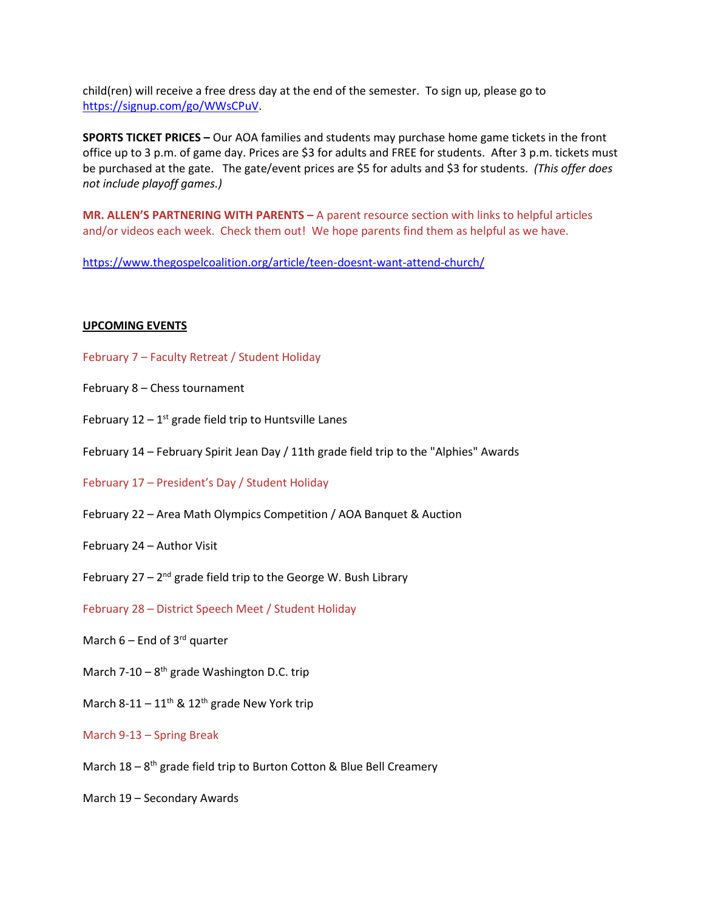child(ren) will receive a free dress day at the end of the semester. To sign up, please go to https://signup.com/go/WWsCPuV.

**SPORTS TICKET PRICES –** Our AOA families and students may purchase home game tickets in the front office up to 3 p.m. of game day. Prices are $3 for adults and FREE for students. After 3 p.m. tickets must be purchased at the gate. The gate/event prices are $5 for adults and $3 for students. *(This offer does not include playoff games.)*

**MR. ALLEN'S PARTNERING WITH PARENTS –** A parent resource section with links to helpful articles and/or videos each week. Check them out! We hope parents find them as helpful as we have.

https://www.thegospelcoalition.org/article/teen-doesnt-want-attend-church/

**UPCOMING EVENTS**

February 7 – Faculty Retreat / Student Holiday

February 8 – Chess tournament

February 12 – 1st grade field trip to Huntsville Lanes

February 14 – February Spirit Jean Day / 11th grade field trip to the "Alphies" Awards

February 17 – President's Day / Student Holiday

February 22 – Area Math Olympics Competition / AOA Banquet & Auction

February 24 – Author Visit

February 27 – 2nd grade field trip to the George W. Bush Library

February 28 – District Speech Meet / Student Holiday

March 6 – End of 3rd quarter

March 7-10 – 8th grade Washington D.C. trip

March 8-11 – 11th & 12th grade New York trip

March 9-13 – Spring Break

March 18 – 8th grade field trip to Burton Cotton & Blue Bell Creamery

March 19 – Secondary Awards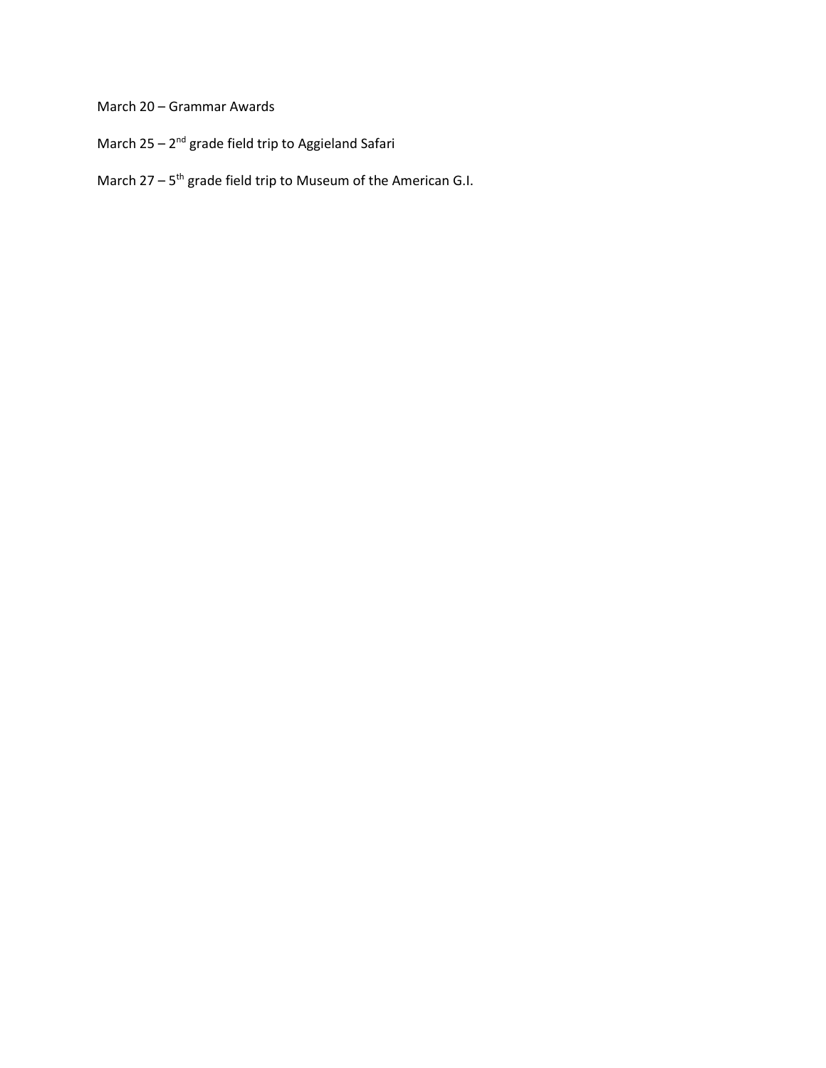March 20 – Grammar Awards

March 25 – 2nd grade field trip to Aggieland Safari

March 27 – 5th grade field trip to Museum of the American G.I.